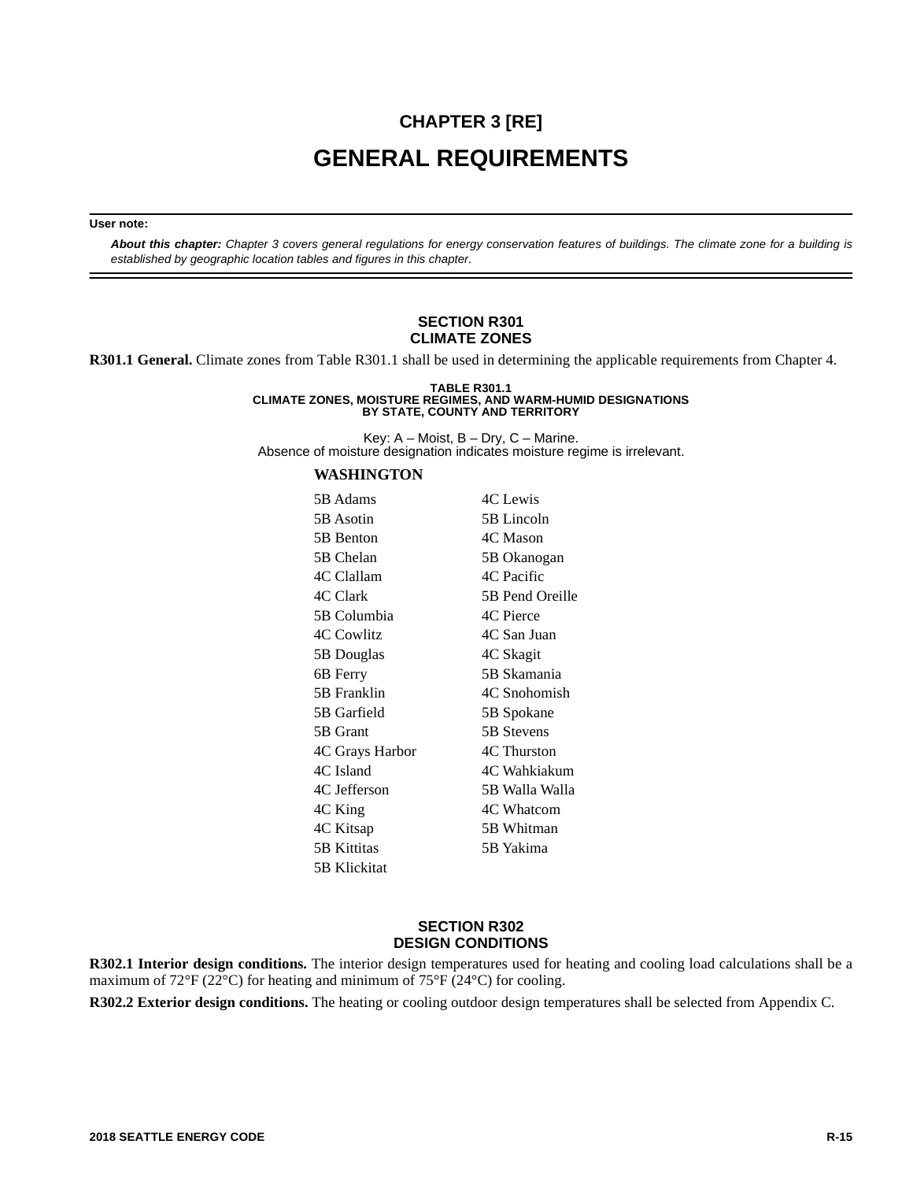# CHAPTER 3 [RE]

# GENERAL REQUIREMENTS

**User note:**

***About this chapter:*** *Chapter 3 covers general regulations for energy conservation features of buildings. The climate zone for a building is established by geographic location tables and figures in this chapter.*

## SECTION R301
## CLIMATE ZONES

**R301.1 General.** Climate zones from Table R301.1 shall be used in determining the applicable requirements from Chapter 4.

**TABLE R301.1**
**CLIMATE ZONES, MOISTURE REGIMES, AND WARM-HUMID DESIGNATIONS BY STATE, COUNTY AND TERRITORY**

Key: A – Moist, B – Dry, C – Marine.
Absence of moisture designation indicates moisture regime is irrelevant.

**WASHINGTON**

| | |
|---|---|
| 5B Adams | 4C Lewis |
| 5B Asotin | 5B Lincoln |
| 5B Benton | 4C Mason |
| 5B Chelan | 5B Okanogan |
| 4C Clallam | 4C Pacific |
| 4C Clark | 5B Pend Oreille |
| 5B Columbia | 4C Pierce |
| 4C Cowlitz | 4C San Juan |
| 5B Douglas | 4C Skagit |
| 6B Ferry | 5B Skamania |
| 5B Franklin | 4C Snohomish |
| 5B Garfield | 5B Spokane |
| 5B Grant | 5B Stevens |
| 4C Grays Harbor | 4C Thurston |
| 4C Island | 4C Wahkiakum |
| 4C Jefferson | 5B Walla Walla |
| 4C King | 4C Whatcom |
| 4C Kitsap | 5B Whitman |
| 5B Kittitas | 5B Yakima |
| 5B Klickitat | |

## SECTION R302
## DESIGN CONDITIONS

**R302.1 Interior design conditions.** The interior design temperatures used for heating and cooling load calculations shall be a maximum of 72°F (22°C) for heating and minimum of 75°F (24°C) for cooling.

**R302.2 Exterior design conditions.** The heating or cooling outdoor design temperatures shall be selected from Appendix C.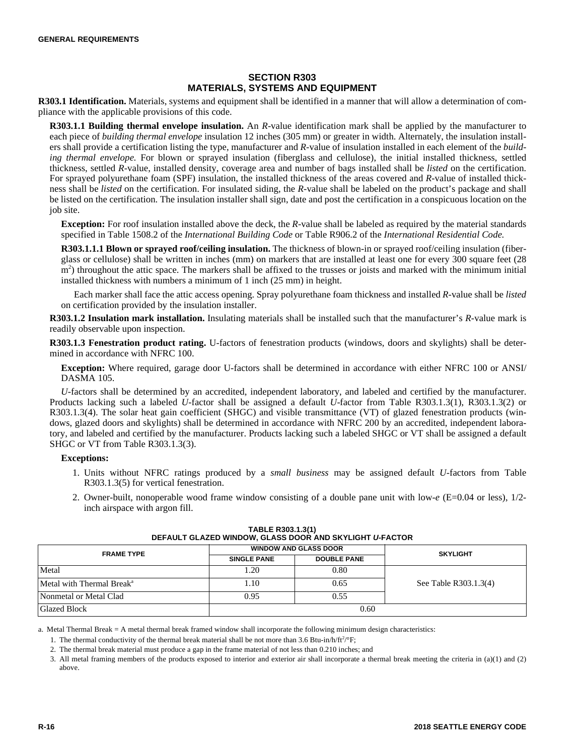## SECTION R303 MATERIALS, SYSTEMS AND EQUIPMENT

**R303.1 Identification.** Materials, systems and equipment shall be identified in a manner that will allow a determination of compliance with the applicable provisions of this code.

**R303.1.1 Building thermal envelope insulation.** An *R*-value identification mark shall be applied by the manufacturer to each piece of *building thermal envelope* insulation 12 inches (305 mm) or greater in width. Alternately, the insulation installers shall provide a certification listing the type, manufacturer and *R*-value of insulation installed in each element of the *building thermal envelope.* For blown or sprayed insulation (fiberglass and cellulose), the initial installed thickness, settled thickness, settled *R*-value, installed density, coverage area and number of bags installed shall be *listed* on the certification. For sprayed polyurethane foam (SPF) insulation, the installed thickness of the areas covered and *R*-value of installed thickness shall be *listed* on the certification. For insulated siding, the *R*-value shall be labeled on the product's package and shall be listed on the certification. The insulation installer shall sign, date and post the certification in a conspicuous location on the job site.

**Exception:** For roof insulation installed above the deck, the *R*-value shall be labeled as required by the material standards specified in Table 1508.2 of the *International Building Code* or Table R906.2 of the *International Residential Code.*

**R303.1.1.1 Blown or sprayed roof/ceiling insulation.** The thickness of blown-in or sprayed roof/ceiling insulation (fiberglass or cellulose) shall be written in inches (mm) on markers that are installed at least one for every 300 square feet (28 $m^2$) throughout the attic space. The markers shall be affixed to the trusses or joists and marked with the minimum initial installed thickness with numbers a minimum of 1 inch (25 mm) in height.

Each marker shall face the attic access opening. Spray polyurethane foam thickness and installed *R*-value shall be *listed* on certification provided by the insulation installer.

**R303.1.2 Insulation mark installation.** Insulating materials shall be installed such that the manufacturer's *R*-value mark is readily observable upon inspection.

**R303.1.3 Fenestration product rating.** U-factors of fenestration products (windows, doors and skylights) shall be determined in accordance with NFRC 100.

**Exception:** Where required, garage door U-factors shall be determined in accordance with either NFRC 100 or ANSI/DASMA 105.

*U*-factors shall be determined by an accredited, independent laboratory, and labeled and certified by the manufacturer. Products lacking such a labeled *U*-factor shall be assigned a default *U*-factor from Table R303.1.3(1), R303.1.3(2) or R303.1.3(4). The solar heat gain coefficient (SHGC) and visible transmittance (VT) of glazed fenestration products (windows, glazed doors and skylights) shall be determined in accordance with NFRC 200 by an accredited, independent laboratory, and labeled and certified by the manufacturer. Products lacking such a labeled SHGC or VT shall be assigned a default SHGC or VT from Table R303.1.3(3).

**Exceptions:**

1. Units without NFRC ratings produced by a *small business* may be assigned default *U*-factors from Table R303.1.3(5) for vertical fenestration.
2. Owner-built, nonoperable wood frame window consisting of a double pane unit with low-*e* (E=0.04 or less), 1/2-inch airspace with argon fill.

**TABLE R303.1.3(1) DEFAULT GLAZED WINDOW, GLASS DOOR AND SKYLIGHT *U*-FACTOR**

| FRAME TYPE | WINDOW AND GLASS DOOR | | SKYLIGHT |
|---|---|---|---|
| | SINGLE PANE | DOUBLE PANE | |
| Metal | 1.20 | 0.80 | See Table R303.1.3(4) |
| Metal with Thermal Break[a] | 1.10 | 0.65 | |
| Nonmetal or Metal Clad | 0.95 | 0.55 | |
| Glazed Block | 0.60 | | |

a. Metal Thermal Break = A metal thermal break framed window shall incorporate the following minimum design characteristics:

1. The thermal conductivity of the thermal break material shall be not more than 3.6 Btu-in/h/ft²/°F;
2. The thermal break material must produce a gap in the frame material of not less than 0.210 inches; and
3. All metal framing members of the products exposed to interior and exterior air shall incorporate a thermal break meeting the criteria in (a)(1) and (2) above.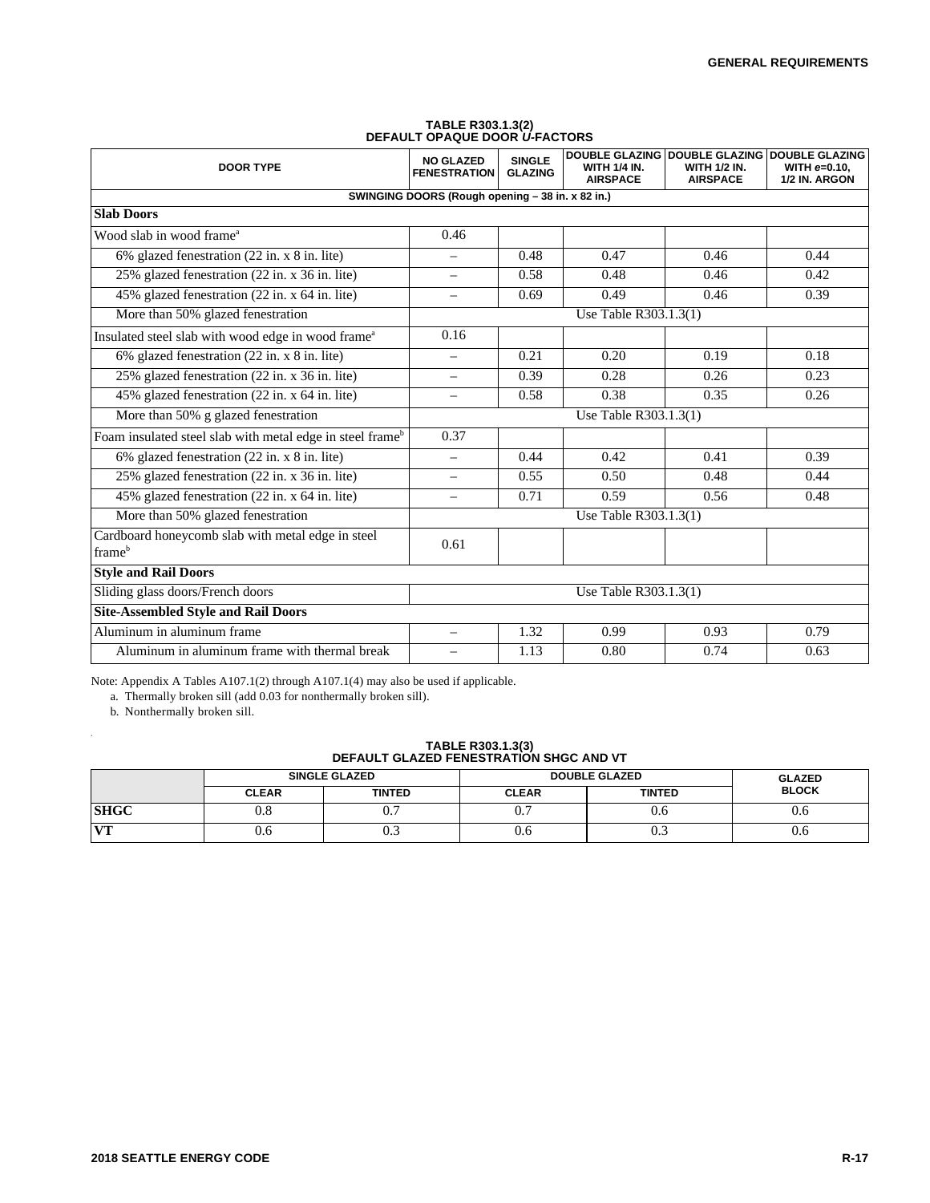**TABLE R303.1.3(2)**
**DEFAULT OPAQUE DOOR *U*-FACTORS**

| DOOR TYPE | NO GLAZED FENESTRATION | SINGLE GLAZING | DOUBLE GLAZING WITH 1/4 IN. AIRSPACE | DOUBLE GLAZING WITH 1/2 IN. AIRSPACE | DOUBLE GLAZING WITH *e*=0.10, 1/2 IN. ARGON |
|---|---|---|---|---|---|
| **SWINGING DOORS (Rough opening – 38 in. x 82 in.)** | | | | | |
| **Slab Doors** | | | | | |
| Wood slab in wood frame[a] | 0.46 | | | | |
| 6% glazed fenestration (22 in. x 8 in. lite) | – | 0.48 | 0.47 | 0.46 | 0.44 |
| 25% glazed fenestration (22 in. x 36 in. lite) | – | 0.58 | 0.48 | 0.46 | 0.42 |
| 45% glazed fenestration (22 in. x 64 in. lite) | – | 0.69 | 0.49 | 0.46 | 0.39 |
| More than 50% glazed fenestration | Use Table R303.1.3(1) | | | | |
| Insulated steel slab with wood edge in wood frame[a] | 0.16 | | | | |
| 6% glazed fenestration (22 in. x 8 in. lite) | – | 0.21 | 0.20 | 0.19 | 0.18 |
| 25% glazed fenestration (22 in. x 36 in. lite) | – | 0.39 | 0.28 | 0.26 | 0.23 |
| 45% glazed fenestration (22 in. x 64 in. lite) | – | 0.58 | 0.38 | 0.35 | 0.26 |
| More than 50% g glazed fenestration | Use Table R303.1.3(1) | | | | |
| Foam insulated steel slab with metal edge in steel frame[b] | 0.37 | | | | |
| 6% glazed fenestration (22 in. x 8 in. lite) | – | 0.44 | 0.42 | 0.41 | 0.39 |
| 25% glazed fenestration (22 in. x 36 in. lite) | – | 0.55 | 0.50 | 0.48 | 0.44 |
| 45% glazed fenestration (22 in. x 64 in. lite) | – | 0.71 | 0.59 | 0.56 | 0.48 |
| More than 50% glazed fenestration | Use Table R303.1.3(1) | | | | |
| Cardboard honeycomb slab with metal edge in steel frame[b] | 0.61 | | | | |
| **Style and Rail Doors** | | | | | |
| Sliding glass doors/French doors | Use Table R303.1.3(1) | | | | |
| **Site-Assembled Style and Rail Doors** | | | | | |
| Aluminum in aluminum frame | – | 1.32 | 0.99 | 0.93 | 0.79 |
| Aluminum in aluminum frame with thermal break | – | 1.13 | 0.80 | 0.74 | 0.63 |

Note: Appendix A Tables A107.1(2) through A107.1(4) may also be used if applicable.

a. Thermally broken sill (add 0.03 for nonthermally broken sill).

b. Nonthermally broken sill.

**TABLE R303.1.3(3)**
**DEFAULT GLAZED FENESTRATION SHGC AND VT**

| | SINGLE GLAZED | | DOUBLE GLAZED | | GLAZED BLOCK |
|---|---|---|---|---|---|
| | CLEAR | TINTED | CLEAR | TINTED | |
| **SHGC** | 0.8 | 0.7 | 0.7 | 0.6 | 0.6 |
| **VT** | 0.6 | 0.3 | 0.6 | 0.3 | 0.6 |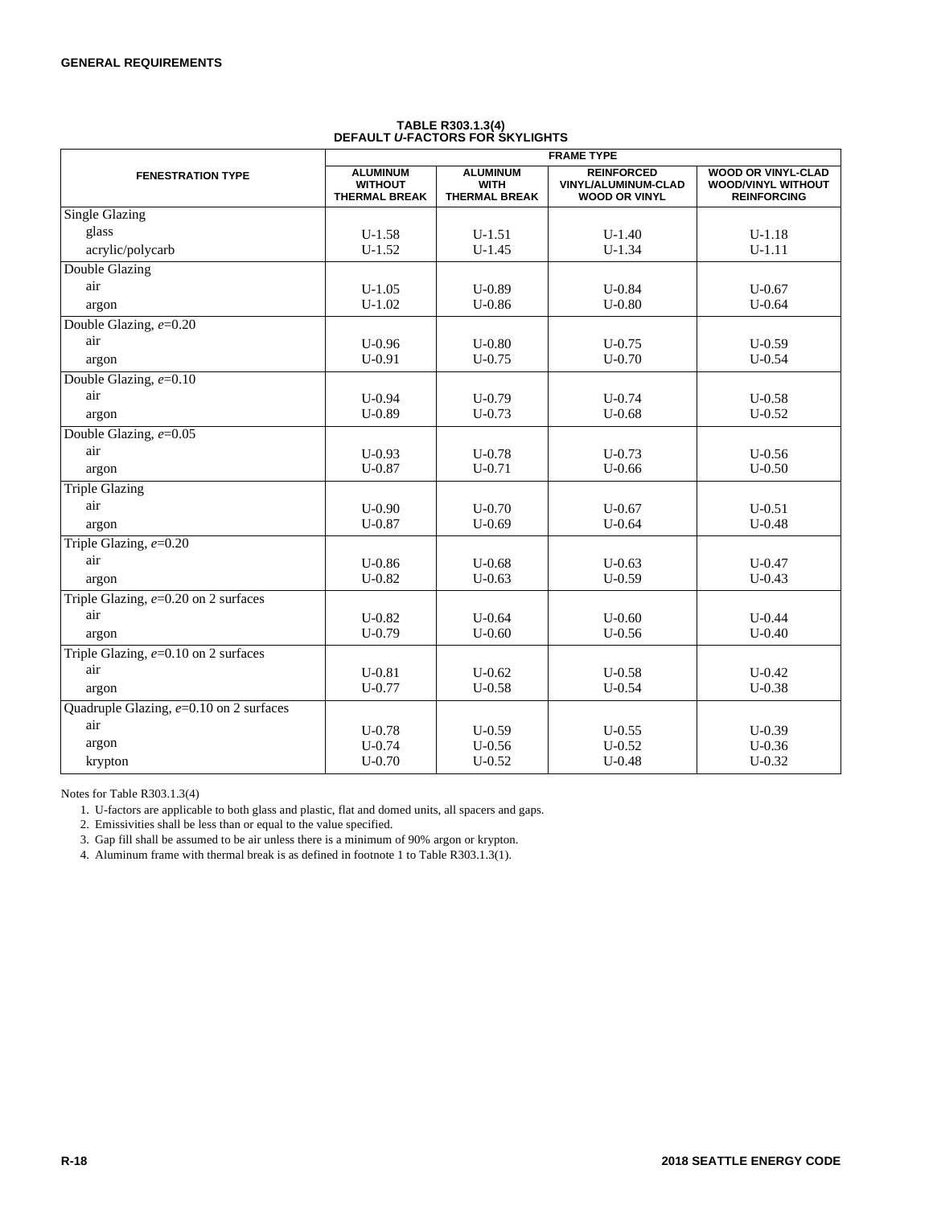**TABLE R303.1.3(4)**
**DEFAULT *U*-FACTORS FOR SKYLIGHTS**

| FENESTRATION TYPE | FRAME TYPE | | | |
|---|---|---|---|---|
| | ALUMINUM WITHOUT THERMAL BREAK | ALUMINUM WITH THERMAL BREAK | REINFORCED VINYL/ALUMINUM-CLAD WOOD OR VINYL | WOOD OR VINYL-CLAD WOOD/VINYL WITHOUT REINFORCING |
| Single Glazing | | | | |
| glass | U-1.58 | U-1.51 | U-1.40 | U-1.18 |
| acrylic/polycarb | U-1.52 | U-1.45 | U-1.34 | U-1.11 |
| Double Glazing | | | | |
| air | U-1.05 | U-0.89 | U-0.84 | U-0.67 |
| argon | U-1.02 | U-0.86 | U-0.80 | U-0.64 |
| Double Glazing, *e*=0.20 | | | | |
| air | U-0.96 | U-0.80 | U-0.75 | U-0.59 |
| argon | U-0.91 | U-0.75 | U-0.70 | U-0.54 |
| Double Glazing, *e*=0.10 | | | | |
| air | U-0.94 | U-0.79 | U-0.74 | U-0.58 |
| argon | U-0.89 | U-0.73 | U-0.68 | U-0.52 |
| Double Glazing, *e*=0.05 | | | | |
| air | U-0.93 | U-0.78 | U-0.73 | U-0.56 |
| argon | U-0.87 | U-0.71 | U-0.66 | U-0.50 |
| Triple Glazing | | | | |
| air | U-0.90 | U-0.70 | U-0.67 | U-0.51 |
| argon | U-0.87 | U-0.69 | U-0.64 | U-0.48 |
| Triple Glazing, *e*=0.20 | | | | |
| air | U-0.86 | U-0.68 | U-0.63 | U-0.47 |
| argon | U-0.82 | U-0.63 | U-0.59 | U-0.43 |
| Triple Glazing, *e*=0.20 on 2 surfaces | | | | |
| air | U-0.82 | U-0.64 | U-0.60 | U-0.44 |
| argon | U-0.79 | U-0.60 | U-0.56 | U-0.40 |
| Triple Glazing, *e*=0.10 on 2 surfaces | | | | |
| air | U-0.81 | U-0.62 | U-0.58 | U-0.42 |
| argon | U-0.77 | U-0.58 | U-0.54 | U-0.38 |
| Quadruple Glazing, *e*=0.10 on 2 surfaces | | | | |
| air | U-0.78 | U-0.59 | U-0.55 | U-0.39 |
| argon | U-0.74 | U-0.56 | U-0.52 | U-0.36 |
| krypton | U-0.70 | U-0.52 | U-0.48 | U-0.32 |

Notes for Table R303.1.3(4)

1. U-factors are applicable to both glass and plastic, flat and domed units, all spacers and gaps.
2. Emissivities shall be less than or equal to the value specified.
3. Gap fill shall be assumed to be air unless there is a minimum of 90% argon or krypton.
4. Aluminum frame with thermal break is as defined in footnote 1 to Table R303.1.3(1).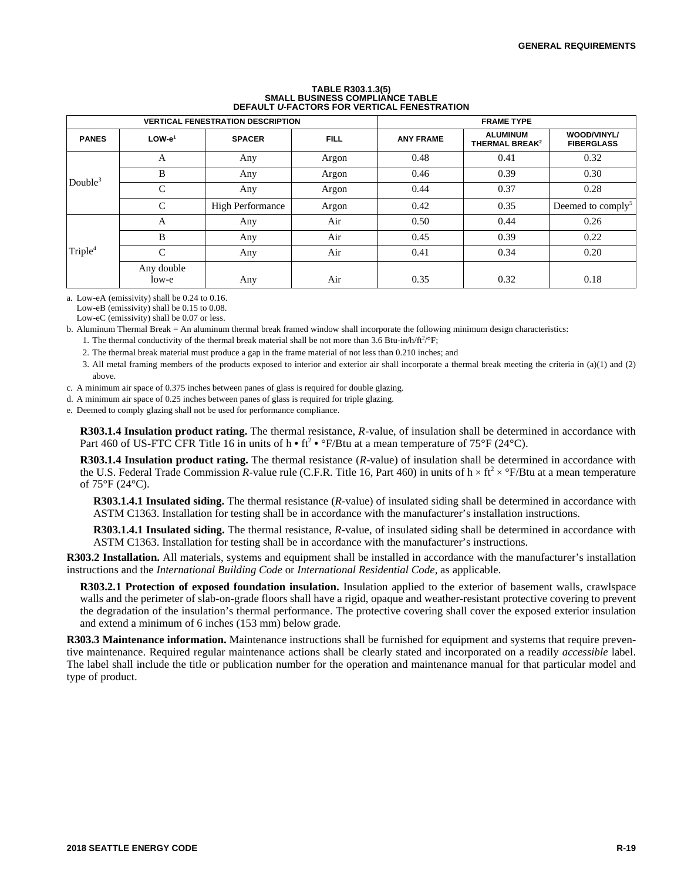**TABLE R303.1.3(5)**
**SMALL BUSINESS COMPLIANCE TABLE**
**DEFAULT *U*-FACTORS FOR VERTICAL FENESTRATION**

| VERTICAL FENESTRATION DESCRIPTION | | | | FRAME TYPE | | |
|---|---|---|---|---|---|---|
| **PANES** | **LOW-e**[1] | **SPACER** | **FILL** | **ANY FRAME** | **ALUMINUM THERMAL BREAK**[2] | **WOOD/VINYL/ FIBERGLASS** |
| Double[3] | A | Any | Argon | 0.48 | 0.41 | 0.32 |
| | B | Any | Argon | 0.46 | 0.39 | 0.30 |
| | C | Any | Argon | 0.44 | 0.37 | 0.28 |
| | C | High Performance | Argon | 0.42 | 0.35 | Deemed to comply[5] |
| Triple[4] | A | Any | Air | 0.50 | 0.44 | 0.26 |
| | B | Any | Air | 0.45 | 0.39 | 0.22 |
| | C | Any | Air | 0.41 | 0.34 | 0.20 |
| | Any double low-e | Any | Air | 0.35 | 0.32 | 0.18 |

a. Low-eA (emissivity) shall be 0.24 to 0.16.
Low-eB (emissivity) shall be 0.15 to 0.08.
Low-eC (emissivity) shall be 0.07 or less.

b. Aluminum Thermal Break = An aluminum thermal break framed window shall incorporate the following minimum design characteristics:

1. The thermal conductivity of the thermal break material shall be not more than 3.6 Btu-in/h/ft$^2$/°F;
2. The thermal break material must produce a gap in the frame material of not less than 0.210 inches; and
3. All metal framing members of the products exposed to interior and exterior air shall incorporate a thermal break meeting the criteria in (a)(1) and (2) above.

c. A minimum air space of 0.375 inches between panes of glass is required for double glazing.

d. A minimum air space of 0.25 inches between panes of glass is required for triple glazing.

e. Deemed to comply glazing shall not be used for performance compliance.

**R303.1.4 Insulation product rating.** The thermal resistance, *R*-value, of insulation shall be determined in accordance with Part 460 of US-FTC CFR Title 16 in units of h • ft$^2$ • °F/Btu at a mean temperature of 75°F (24°C).

**R303.1.4 Insulation product rating.** The thermal resistance (*R*-value) of insulation shall be determined in accordance with the U.S. Federal Trade Commission *R*-value rule (C.F.R. Title 16, Part 460) in units of h × ft$^2$ × °F/Btu at a mean temperature of 75°F (24°C).

**R303.1.4.1 Insulated siding.** The thermal resistance (*R*-value) of insulated siding shall be determined in accordance with ASTM C1363. Installation for testing shall be in accordance with the manufacturer's installation instructions.

**R303.1.4.1 Insulated siding.** The thermal resistance, *R*-value, of insulated siding shall be determined in accordance with ASTM C1363. Installation for testing shall be in accordance with the manufacturer's instructions.

**R303.2 Installation.** All materials, systems and equipment shall be installed in accordance with the manufacturer's installation instructions and the *International Building Code* or *International Residential Code*, as applicable.

**R303.2.1 Protection of exposed foundation insulation.** Insulation applied to the exterior of basement walls, crawlspace walls and the perimeter of slab-on-grade floors shall have a rigid, opaque and weather-resistant protective covering to prevent the degradation of the insulation's thermal performance. The protective covering shall cover the exposed exterior insulation and extend a minimum of 6 inches (153 mm) below grade.

**R303.3 Maintenance information.** Maintenance instructions shall be furnished for equipment and systems that require preventive maintenance. Required regular maintenance actions shall be clearly stated and incorporated on a readily *accessible* label. The label shall include the title or publication number for the operation and maintenance manual for that particular model and type of product.